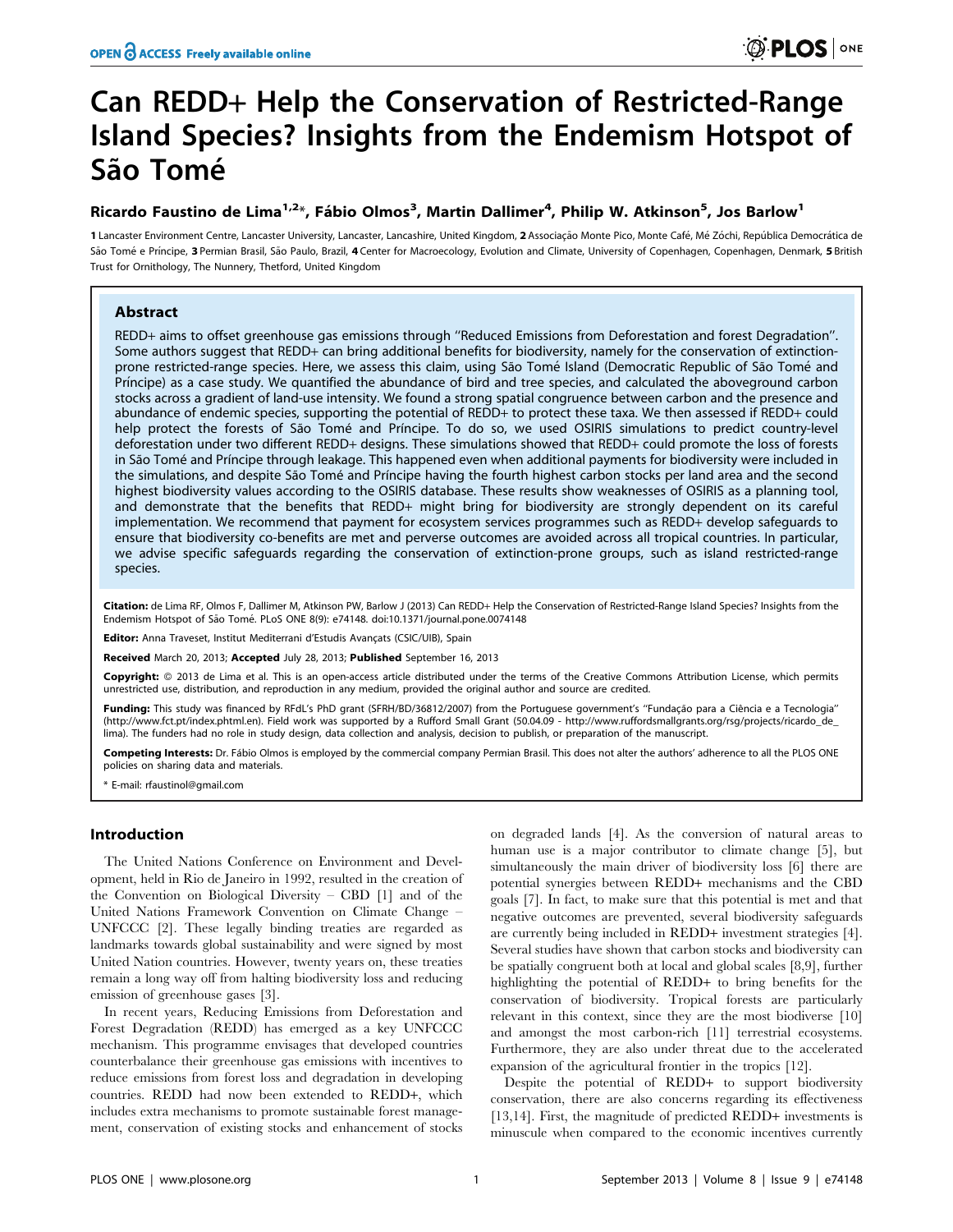# Can REDD+ Help the Conservation of Restricted-Range Island Species? Insights from the Endemism Hotspot of São Tomé

**Ricardo Faustino de Lima[1,2]*, Fábio Olmos[3], Martin Dallimer[4], Philip W. Atkinson[5], Jos Barlow[1]**

1 Lancaster Environment Centre, Lancaster University, Lancaster, Lancashire, United Kingdom, 2 Associação Monte Pico, Monte Café, Mé Zóchi, República Democrática de São Tomé e Príncipe, 3 Permian Brasil, São Paulo, Brazil, 4 Center for Macroecology, Evolution and Climate, University of Copenhagen, Copenhagen, Denmark, 5 British Trust for Ornithology, The Nunnery, Thetford, United Kingdom

## Abstract

REDD+ aims to offset greenhouse gas emissions through "Reduced Emissions from Deforestation and forest Degradation". Some authors suggest that REDD+ can bring additional benefits for biodiversity, namely for the conservation of extinction-prone restricted-range species. Here, we assess this claim, using São Tomé Island (Democratic Republic of São Tomé and Príncipe) as a case study. We quantified the abundance of bird and tree species, and calculated the aboveground carbon stocks across a gradient of land-use intensity. We found a strong spatial congruence between carbon and the presence and abundance of endemic species, supporting the potential of REDD+ to protect these taxa. We then assessed if REDD+ could help protect the forests of São Tomé and Príncipe. To do so, we used OSIRIS simulations to predict country-level deforestation under two different REDD+ designs. These simulations showed that REDD+ could promote the loss of forests in São Tomé and Príncipe through leakage. This happened even when additional payments for biodiversity were included in the simulations, and despite São Tomé and Príncipe having the fourth highest carbon stocks per land area and the second highest biodiversity values according to the OSIRIS database. These results show weaknesses of OSIRIS as a planning tool, and demonstrate that the benefits that REDD+ might bring for biodiversity are strongly dependent on its careful implementation. We recommend that payment for ecosystem services programmes such as REDD+ develop safeguards to ensure that biodiversity co-benefits are met and perverse outcomes are avoided across all tropical countries. In particular, we advise specific safeguards regarding the conservation of extinction-prone groups, such as island restricted-range species.

**Citation:** de Lima RF, Olmos F, Dallimer M, Atkinson PW, Barlow J (2013) Can REDD+ Help the Conservation of Restricted-Range Island Species? Insights from the Endemism Hotspot of São Tomé. PLoS ONE 8(9): e74148. doi:10.1371/journal.pone.0074148

**Editor:** Anna Traveset, Institut Mediterrani d'Estudis Avançats (CSIC/UIB), Spain

**Received** March 20, 2013; **Accepted** July 28, 2013; **Published** September 16, 2013

**Copyright:** © 2013 de Lima et al. This is an open-access article distributed under the terms of the Creative Commons Attribution License, which permits unrestricted use, distribution, and reproduction in any medium, provided the original author and source are credited.

**Funding:** This study was financed by RFdL's PhD grant (SFRH/BD/36812/2007) from the Portuguese government's "Fundação para a Ciência e a Tecnologia" (http://www.fct.pt/index.phtml.en). Field work was supported by a Rufford Small Grant (50.04.09 - http://www.ruffordsmallgrants.org/rsg/projects/ricardo_de_lima). The funders had no role in study design, data collection and analysis, decision to publish, or preparation of the manuscript.

**Competing Interests:** Dr. Fábio Olmos is employed by the commercial company Permian Brasil. This does not alter the authors' adherence to all the PLOS ONE policies on sharing data and materials.

\* E-mail: rfaustinol@gmail.com

## Introduction

The United Nations Conference on Environment and Development, held in Rio de Janeiro in 1992, resulted in the creation of the Convention on Biological Diversity – CBD [1] and of the United Nations Framework Convention on Climate Change – UNFCCC [2]. These legally binding treaties are regarded as landmarks towards global sustainability and were signed by most United Nation countries. However, twenty years on, these treaties remain a long way off from halting biodiversity loss and reducing emission of greenhouse gases [3].

In recent years, Reducing Emissions from Deforestation and Forest Degradation (REDD) has emerged as a key UNFCCC mechanism. This programme envisages that developed countries counterbalance their greenhouse gas emissions with incentives to reduce emissions from forest loss and degradation in developing countries. REDD had now been extended to REDD+, which includes extra mechanisms to promote sustainable forest management, conservation of existing stocks and enhancement of stocks on degraded lands [4]. As the conversion of natural areas to human use is a major contributor to climate change [5], but simultaneously the main driver of biodiversity loss [6] there are potential synergies between REDD+ mechanisms and the CBD goals [7]. In fact, to make sure that this potential is met and that negative outcomes are prevented, several biodiversity safeguards are currently being included in REDD+ investment strategies [4]. Several studies have shown that carbon stocks and biodiversity can be spatially congruent both at local and global scales [8,9], further highlighting the potential of REDD+ to bring benefits for the conservation of biodiversity. Tropical forests are particularly relevant in this context, since they are the most biodiverse [10] and amongst the most carbon-rich [11] terrestrial ecosystems. Furthermore, they are also under threat due to the accelerated expansion of the agricultural frontier in the tropics [12].

Despite the potential of REDD+ to support biodiversity conservation, there are also concerns regarding its effectiveness [13,14]. First, the magnitude of predicted REDD+ investments is minuscule when compared to the economic incentives currently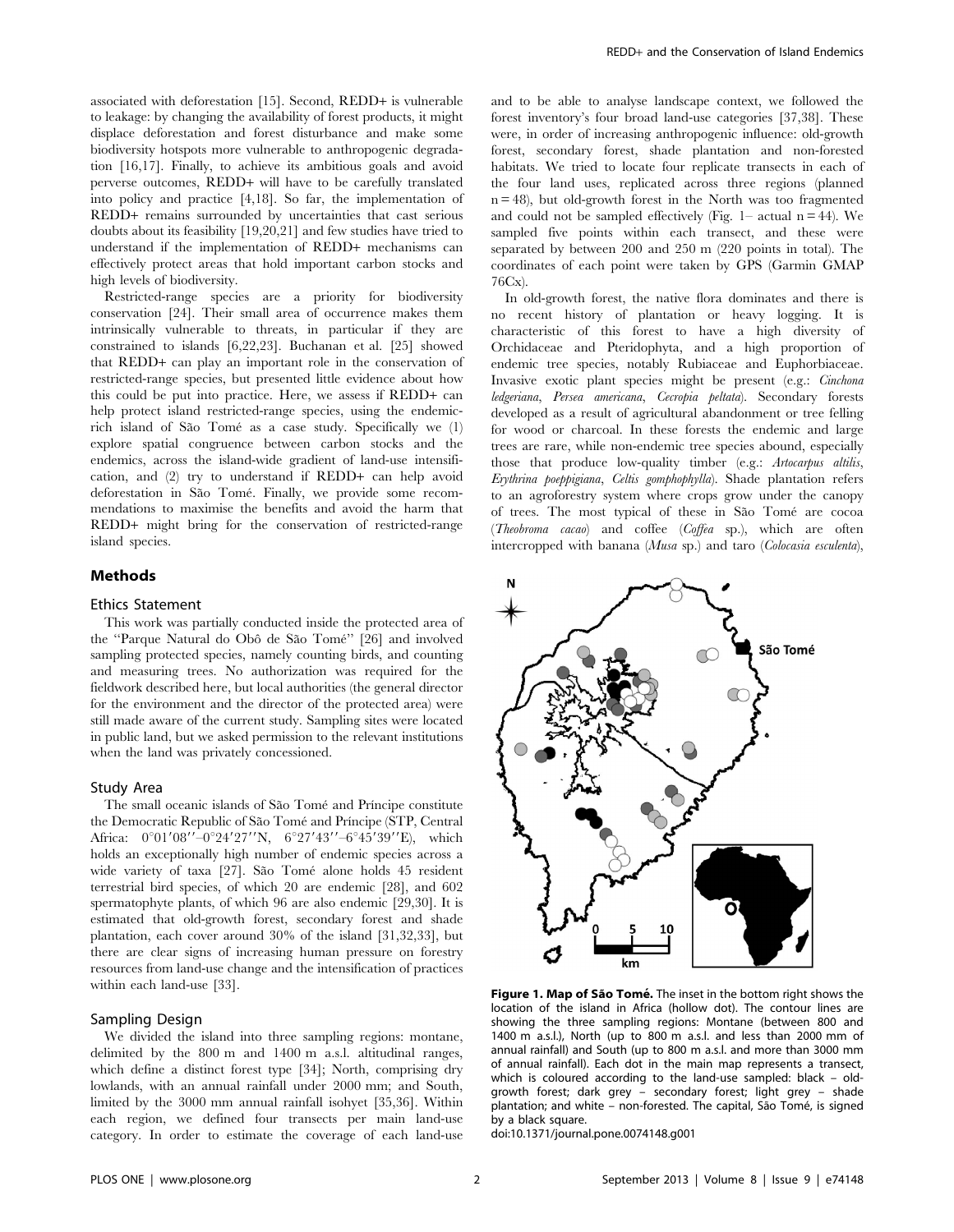associated with deforestation [15]. Second, REDD+ is vulnerable to leakage: by changing the availability of forest products, it might displace deforestation and forest disturbance and make some biodiversity hotspots more vulnerable to anthropogenic degradation [16,17]. Finally, to achieve its ambitious goals and avoid perverse outcomes, REDD+ will have to be carefully translated into policy and practice [4,18]. So far, the implementation of REDD+ remains surrounded by uncertainties that cast serious doubts about its feasibility [19,20,21] and few studies have tried to understand if the implementation of REDD+ mechanisms can effectively protect areas that hold important carbon stocks and high levels of biodiversity.

Restricted-range species are a priority for biodiversity conservation [24]. Their small area of occurrence makes them intrinsically vulnerable to threats, in particular if they are constrained to islands [6,22,23]. Buchanan et al. [25] showed that REDD+ can play an important role in the conservation of restricted-range species, but presented little evidence about how this could be put into practice. Here, we assess if REDD+ can help protect island restricted-range species, using the endemic-rich island of São Tomé as a case study. Specifically we (1) explore spatial congruence between carbon stocks and the endemics, across the island-wide gradient of land-use intensification, and (2) try to understand if REDD+ can help avoid deforestation in São Tomé. Finally, we provide some recommendations to maximise the benefits and avoid the harm that REDD+ might bring for the conservation of restricted-range island species.

## Methods

### Ethics Statement

This work was partially conducted inside the protected area of the "Parque Natural do Obô de São Tomé" [26] and involved sampling protected species, namely counting birds, and counting and measuring trees. No authorization was required for the fieldwork described here, but local authorities (the general director for the environment and the director of the protected area) were still made aware of the current study. Sampling sites were located in public land, but we asked permission to the relevant institutions when the land was privately concessioned.

### Study Area

The small oceanic islands of São Tomé and Príncipe constitute the Democratic Republic of São Tomé and Príncipe (STP, Central Africa: 0°01′08″–0°24′27″N, 6°27′43″–6°45′39″E), which holds an exceptionally high number of endemic species across a wide variety of taxa [27]. São Tomé alone holds 45 resident terrestrial bird species, of which 20 are endemic [28], and 602 spermatophyte plants, of which 96 are also endemic [29,30]. It is estimated that old-growth forest, secondary forest and shade plantation, each cover around 30% of the island [31,32,33], but there are clear signs of increasing human pressure on forestry resources from land-use change and the intensification of practices within each land-use [33].

### Sampling Design

We divided the island into three sampling regions: montane, delimited by the 800 m and 1400 m a.s.l. altitudinal ranges, which define a distinct forest type [34]; North, comprising dry lowlands, with an annual rainfall under 2000 mm; and South, limited by the 3000 mm annual rainfall isohyet [35,36]. Within each region, we defined four transects per main land-use category. In order to estimate the coverage of each land-use and to be able to analyse landscape context, we followed the forest inventory's four broad land-use categories [37,38]. These were, in order of increasing anthropogenic influence: old-growth forest, secondary forest, shade plantation and non-forested habitats. We tried to locate four replicate transects in each of the four land uses, replicated across three regions (planned n = 48), but old-growth forest in the North was too fragmented and could not be sampled effectively (Fig. 1– actual n = 44). We sampled five points within each transect, and these were separated by between 200 and 250 m (220 points in total). The coordinates of each point were taken by GPS (Garmin GMAP 76Cx).

In old-growth forest, the native flora dominates and there is no recent history of plantation or heavy logging. It is characteristic of this forest to have a high diversity of Orchidaceae and Pteridophyta, and a high proportion of endemic tree species, notably Rubiaceae and Euphorbiaceae. Invasive exotic plant species might be present (e.g.: *Cinchona ledgeriana*, *Persea americana*, *Cecropia peltata*). Secondary forests developed as a result of agricultural abandonment or tree felling for wood or charcoal. In these forests the endemic and large trees are rare, while non-endemic tree species abound, especially those that produce low-quality timber (e.g.: *Artocarpus altilis*, *Erythrina poeppigiana*, *Celtis gomphophylla*). Shade plantation refers to an agroforestry system where crops grow under the canopy of trees. The most typical of these in São Tomé are cocoa (*Theobroma cacao*) and coffee (*Coffea* sp.), which are often intercropped with banana (*Musa* sp.) and taro (*Colocasia esculenta*),

**Figure 1. Map of São Tomé.** The inset in the bottom right shows the location of the island in Africa (hollow dot). The contour lines are showing the three sampling regions: Montane (between 800 and 1400 m a.s.l.), North (up to 800 m a.s.l. and less than 2000 mm of annual rainfall) and South (up to 800 m a.s.l. and more than 3000 mm of annual rainfall). Each dot in the main map represents a transect, which is coloured according to the land-use sampled: black – old-growth forest; dark grey – secondary forest; light grey – shade plantation; and white – non-forested. The capital, São Tomé, is signed by a black square.
doi:10.1371/journal.pone.0074148.g001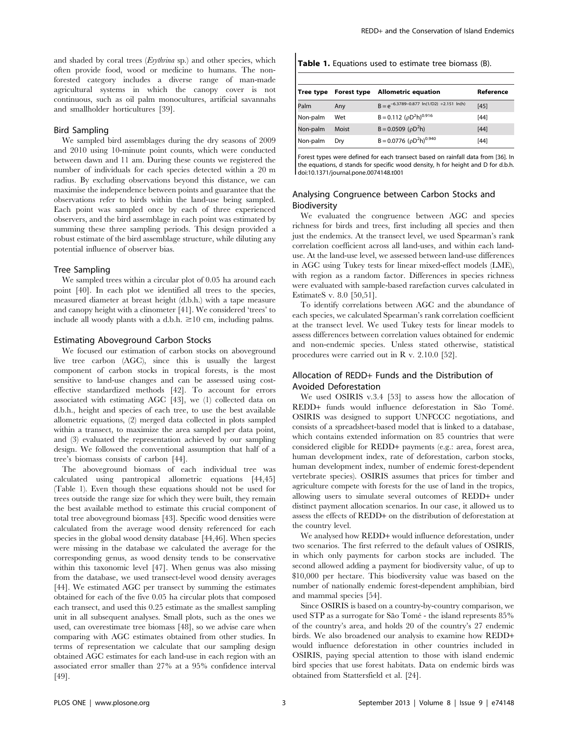and shaded by coral trees (*Erythrina* sp.) and other species, which often provide food, wood or medicine to humans. The non-forested category includes a diverse range of man-made agricultural systems in which the canopy cover is not continuous, such as oil palm monocultures, artificial savannahs and smallholder horticultures [39].

### Bird Sampling

We sampled bird assemblages during the dry seasons of 2009 and 2010 using 10-minute point counts, which were conducted between dawn and 11 am. During these counts we registered the number of individuals for each species detected within a 20 m radius. By excluding observations beyond this distance, we can maximise the independence between points and guarantee that the observations refer to birds within the land-use being sampled. Each point was sampled once by each of three experienced observers, and the bird assemblage in each point was estimated by summing these three sampling periods. This design provided a robust estimate of the bird assemblage structure, while diluting any potential influence of observer bias.

### Tree Sampling

We sampled trees within a circular plot of 0.05 ha around each point [40]. In each plot we identified all trees to the species, measured diameter at breast height (d.b.h.) with a tape measure and canopy height with a clinometer [41]. We considered 'trees' to include all woody plants with a d.b.h. $\geq$10 cm, including palms.

### Estimating Aboveground Carbon Stocks

We focused our estimation of carbon stocks on aboveground live tree carbon (AGC), since this is usually the largest component of carbon stocks in tropical forests, is the most sensitive to land-use changes and can be assessed using cost-effective standardized methods [42]. To account for errors associated with estimating AGC [43], we (1) collected data on d.b.h., height and species of each tree, to use the best available allometric equations, (2) merged data collected in plots sampled within a transect, to maximize the area sampled per data point, and (3) evaluated the representation achieved by our sampling design. We followed the conventional assumption that half of a tree's biomass consists of carbon [44].

The aboveground biomass of each individual tree was calculated using pantropical allometric equations [44,45] (Table 1). Even though these equations should not be used for trees outside the range size for which they were built, they remain the best available method to estimate this crucial component of total tree aboveground biomass [43]. Specific wood densities were calculated from the average wood density referenced for each species in the global wood density database [44,46]. When species were missing in the database we calculated the average for the corresponding genus, as wood density tends to be conservative within this taxonomic level [47]. When genus was also missing from the database, we used transect-level wood density averages [44]. We estimated AGC per transect by summing the estimates obtained for each of the five 0.05 ha circular plots that composed each transect, and used this 0.25 estimate as the smallest sampling unit in all subsequent analyses. Small plots, such as the ones we used, can overestimate tree biomass [48], so we advise care when comparing with AGC estimates obtained from other studies. In terms of representation we calculate that our sampling design obtained AGC estimates for each land-use in each region with an associated error smaller than 27% at a 95% confidence interval [49].

**Table 1.** Equations used to estimate tree biomass (B).

| Tree type | Forest type | Allometric equation | Reference |
|---|---|---|---|
| Palm | Any | $B = e^{-6.3789-0.877\ \ln(1/D2)\ +2.151\ \ln(h)}$ | [45] |
| Non-palm | Wet | $B = 0.112\ (\rho D^2 h)^{0.916}$ | [44] |
| Non-palm | Moist | $B = 0.0509\ (\rho D^2 h)$ | [44] |
| Non-palm | Dry | $B = 0.0776\ (\rho D^2 h)^{0.940}$ | [44] |

Forest types were defined for each transect based on rainfall data from [36]. In the equations, d stands for specific wood density, h for height and D for d.b.h.
doi:10.1371/journal.pone.0074148.t001

### Analysing Congruence between Carbon Stocks and Biodiversity

We evaluated the congruence between AGC and species richness for birds and trees, first including all species and then just the endemics. At the transect level, we used Spearman's rank correlation coefficient across all land-uses, and within each land-use. At the land-use level, we assessed between land-use differences in AGC using Tukey tests for linear mixed-effect models (LME), with region as a random factor. Differences in species richness were evaluated with sample-based rarefaction curves calculated in EstimateS v. 8.0 [50,51].

To identify correlations between AGC and the abundance of each species, we calculated Spearman's rank correlation coefficient at the transect level. We used Tukey tests for linear models to assess differences between correlation values obtained for endemic and non-endemic species. Unless stated otherwise, statistical procedures were carried out in R v. 2.10.0 [52].

### Allocation of REDD+ Funds and the Distribution of Avoided Deforestation

We used OSIRIS v.3.4 [53] to assess how the allocation of REDD+ funds would influence deforestation in São Tomé. OSIRIS was designed to support UNFCCC negotiations, and consists of a spreadsheet-based model that is linked to a database, which contains extended information on 85 countries that were considered eligible for REDD+ payments (e.g.: area, forest area, human development index, rate of deforestation, carbon stocks, human development index, number of endemic forest-dependent vertebrate species). OSIRIS assumes that prices for timber and agriculture compete with forests for the use of land in the tropics, allowing users to simulate several outcomes of REDD+ under distinct payment allocation scenarios. In our case, it allowed us to assess the effects of REDD+ on the distribution of deforestation at the country level.

We analysed how REDD+ would influence deforestation, under two scenarios. The first referred to the default values of OSIRIS, in which only payments for carbon stocks are included. The second allowed adding a payment for biodiversity value, of up to \$10,000 per hectare. This biodiversity value was based on the number of nationally endemic forest-dependent amphibian, bird and mammal species [54].

Since OSIRIS is based on a country-by-country comparison, we used STP as a surrogate for São Tomé - the island represents 85% of the country's area, and holds 20 of the country's 27 endemic birds. We also broadened our analysis to examine how REDD+ would influence deforestation in other countries included in OSIRIS, paying special attention to those with island endemic bird species that use forest habitats. Data on endemic birds was obtained from Stattersfield et al. [24].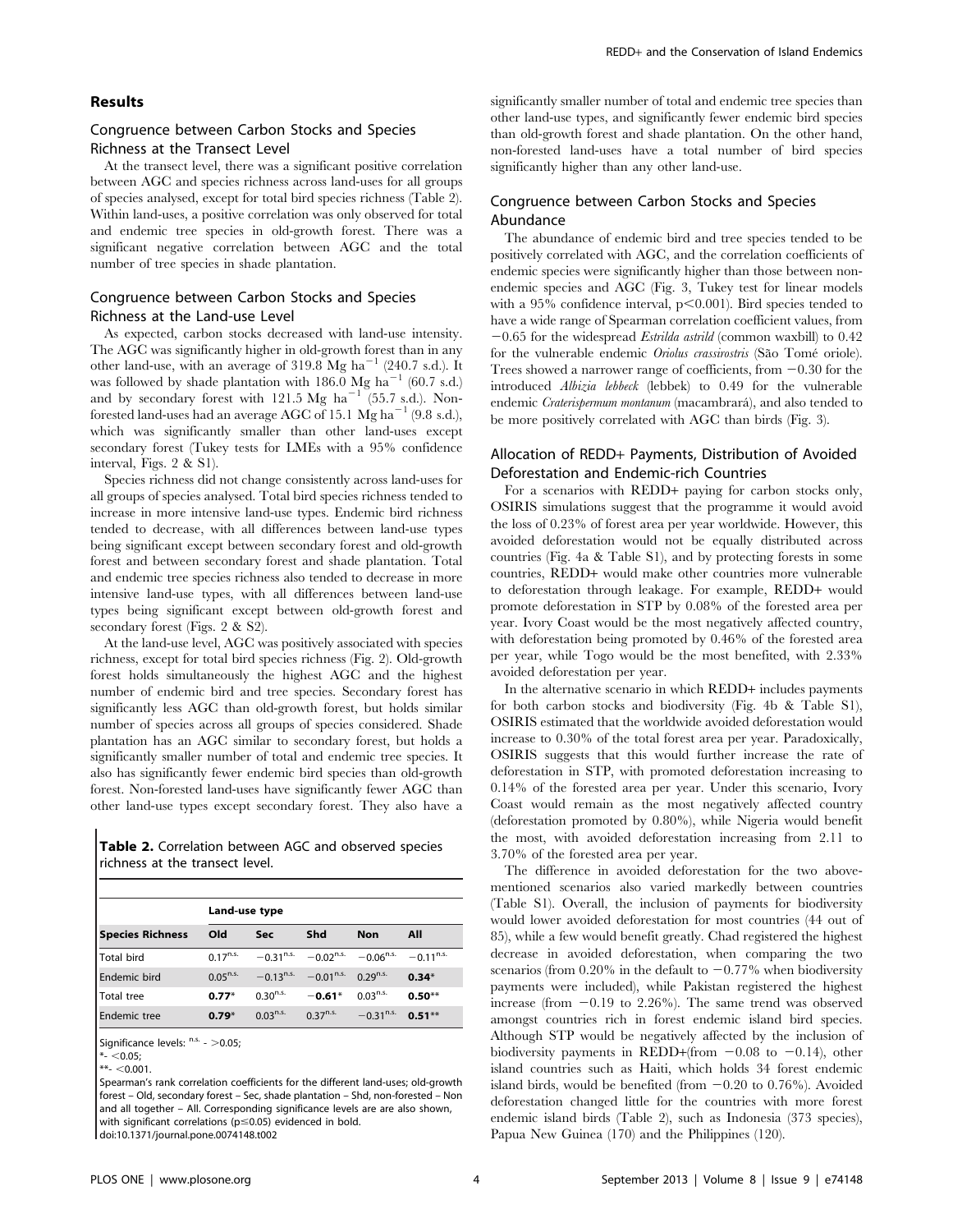## Results

### Congruence between Carbon Stocks and Species Richness at the Transect Level

At the transect level, there was a significant positive correlation between AGC and species richness across land-uses for all groups of species analysed, except for total bird species richness (Table 2). Within land-uses, a positive correlation was only observed for total and endemic tree species in old-growth forest. There was a significant negative correlation between AGC and the total number of tree species in shade plantation.

### Congruence between Carbon Stocks and Species Richness at the Land-use Level

As expected, carbon stocks decreased with land-use intensity. The AGC was significantly higher in old-growth forest than in any other land-use, with an average of 319.8 Mg ha$^{-1}$ (240.7 s.d.). It was followed by shade plantation with 186.0 Mg ha$^{-1}$ (60.7 s.d.) and by secondary forest with 121.5 Mg ha$^{-1}$ (55.7 s.d.). Non-forested land-uses had an average AGC of 15.1 Mg ha$^{-1}$ (9.8 s.d.), which was significantly smaller than other land-uses except secondary forest (Tukey tests for LMEs with a 95% confidence interval, Figs. 2 & S1).

Species richness did not change consistently across land-uses for all groups of species analysed. Total bird species richness tended to increase in more intensive land-use types. Endemic bird richness tended to decrease, with all differences between land-use types being significant except between secondary forest and old-growth forest and between secondary forest and shade plantation. Total and endemic tree species richness also tended to decrease in more intensive land-use types, with all differences between land-use types being significant except between old-growth forest and secondary forest (Figs. 2 & S2).

At the land-use level, AGC was positively associated with species richness, except for total bird species richness (Fig. 2). Old-growth forest holds simultaneously the highest AGC and the highest number of endemic bird and tree species. Secondary forest has significantly less AGC than old-growth forest, but holds similar number of species across all groups of species considered. Shade plantation has an AGC similar to secondary forest, but holds a significantly smaller number of total and endemic tree species. It also has significantly fewer endemic bird species than old-growth forest. Non-forested land-uses have significantly fewer AGC than other land-use types except secondary forest. They also have a significantly smaller number of total and endemic tree species than other land-use types, and significantly fewer endemic bird species than old-growth forest and shade plantation. On the other hand, non-forested land-uses have a total number of bird species significantly higher than any other land-use.

**Table 2.** Correlation between AGC and observed species richness at the transect level.

| | Land-use type | | | | |
|---|---|---|---|---|---|
| **Species Richness** | **Old** | **Sec** | **Shd** | **Non** | **All** |
| Total bird | 0.17$^{n.s.}$ | −0.31$^{n.s.}$ | −0.02$^{n.s.}$ | −0.06$^{n.s.}$ | −0.11$^{n.s.}$ |
| Endemic bird | 0.05$^{n.s.}$ | −0.13$^{n.s.}$ | −0.01$^{n.s.}$ | 0.29$^{n.s.}$ | **0.34*** |
| Total tree | **0.77*** | 0.30$^{n.s.}$ | **−0.61*** | 0.03$^{n.s.}$ | **0.50**** |
| Endemic tree | **0.79*** | 0.03$^{n.s.}$ | 0.37$^{n.s.}$ | −0.31$^{n.s.}$ | **0.51**** |

Significance levels: $^{n.s.}$ - >0.05;
*- <0.05;
**- <0.001.

Spearman's rank correlation coefficients for the different land-uses; old-growth forest – Old, secondary forest – Sec, shade plantation – Shd, non-forested – Non and all together – All. Corresponding significance levels are are also shown, with significant correlations (p≤0.05) evidenced in bold.
doi:10.1371/journal.pone.0074148.t002

### Congruence between Carbon Stocks and Species Abundance

The abundance of endemic bird and tree species tended to be positively correlated with AGC, and the correlation coefficients of endemic species were significantly higher than those between non-endemic species and AGC (Fig. 3, Tukey test for linear models with a 95% confidence interval, p<0.001). Bird species tended to have a wide range of Spearman correlation coefficient values, from −0.65 for the widespread *Estrilda astrild* (common waxbill) to 0.42 for the vulnerable endemic *Oriolus crassirostris* (São Tomé oriole). Trees showed a narrower range of coefficients, from −0.30 for the introduced *Albizia lebbeck* (lebbek) to 0.49 for the vulnerable endemic *Craterispermum montanum* (macambrará), and also tended to be more positively correlated with AGC than birds (Fig. 3).

### Allocation of REDD+ Payments, Distribution of Avoided Deforestation and Endemic-rich Countries

For a scenarios with REDD+ paying for carbon stocks only, OSIRIS simulations suggest that the programme it would avoid the loss of 0.23% of forest area per year worldwide. However, this avoided deforestation would not be equally distributed across countries (Fig. 4a & Table S1), and by protecting forests in some countries, REDD+ would make other countries more vulnerable to deforestation through leakage. For example, REDD+ would promote deforestation in STP by 0.08% of the forested area per year. Ivory Coast would be the most negatively affected country, with deforestation being promoted by 0.46% of the forested area per year, while Togo would be the most benefited, with 2.33% avoided deforestation per year.

In the alternative scenario in which REDD+ includes payments for both carbon stocks and biodiversity (Fig. 4b & Table S1), OSIRIS estimated that the worldwide avoided deforestation would increase to 0.30% of the total forest area per year. Paradoxically, OSIRIS suggests that this would further increase the rate of deforestation in STP, with promoted deforestation increasing to 0.14% of the forested area per year. Under this scenario, Ivory Coast would remain as the most negatively affected country (deforestation promoted by 0.80%), while Nigeria would benefit the most, with avoided deforestation increasing from 2.11 to 3.70% of the forested area per year.

The difference in avoided deforestation for the two above-mentioned scenarios also varied markedly between countries (Table S1). Overall, the inclusion of payments for biodiversity would lower avoided deforestation for most countries (44 out of 85), while a few would benefit greatly. Chad registered the highest decrease in avoided deforestation, when comparing the two scenarios (from 0.20% in the default to −0.77% when biodiversity payments were included), while Pakistan registered the highest increase (from −0.19 to 2.26%). The same trend was observed amongst countries rich in forest endemic island bird species. Although STP would be negatively affected by the inclusion of biodiversity payments in REDD+(from −0.08 to −0.14), other island countries such as Haiti, which holds 34 forest endemic island birds, would be benefited (from −0.20 to 0.76%). Avoided deforestation changed little for the countries with more forest endemic island birds (Table 2), such as Indonesia (373 species), Papua New Guinea (170) and the Philippines (120).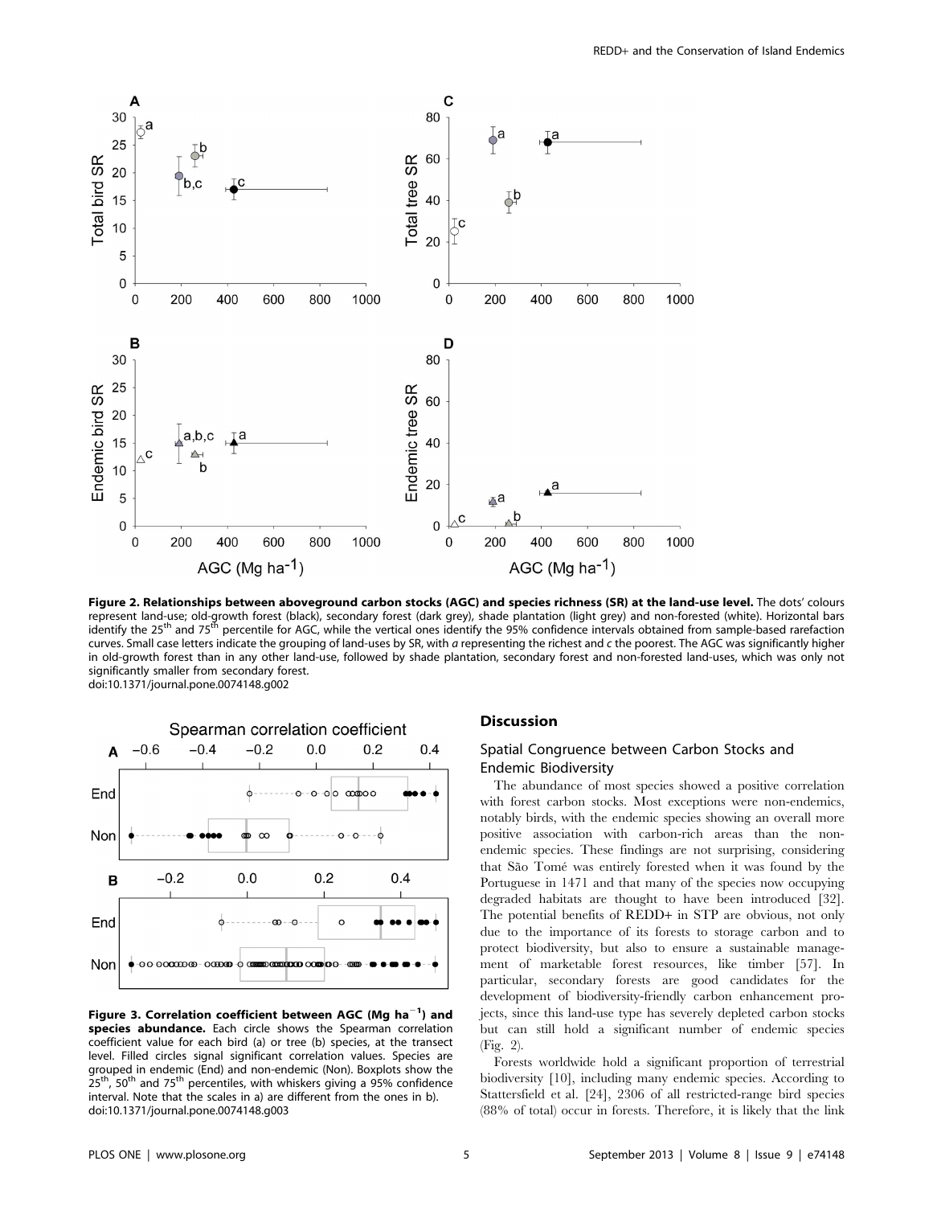**Figure 2. Relationships between aboveground carbon stocks (AGC) and species richness (SR) at the land-use level.** The dots' colours represent land-use; old-growth forest (black), secondary forest (dark grey), shade plantation (light grey) and non-forested (white). Horizontal bars identify the 25th and 75th percentile for AGC, while the vertical ones identify the 95% confidence intervals obtained from sample-based rarefaction curves. Small case letters indicate the grouping of land-uses by SR, with *a* representing the richest and *c* the poorest. The AGC was significantly higher in old-growth forest than in any other land-use, followed by shade plantation, secondary forest and non-forested land-uses, which was only not significantly smaller from secondary forest.
doi:10.1371/journal.pone.0074148.g002

**Figure 3. Correlation coefficient between AGC (Mg ha$^{-1}$) and species abundance.** Each circle shows the Spearman correlation coefficient value for each bird (a) or tree (b) species, at the transect level. Filled circles signal significant correlation values. Species are grouped in endemic (End) and non-endemic (Non). Boxplots show the 25th, 50th and 75th percentiles, with whiskers giving a 95% confidence interval. Note that the scales in a) are different from the ones in b).
doi:10.1371/journal.pone.0074148.g003

## Discussion

### Spatial Congruence between Carbon Stocks and Endemic Biodiversity

The abundance of most species showed a positive correlation with forest carbon stocks. Most exceptions were non-endemics, notably birds, with the endemic species showing an overall more positive association with carbon-rich areas than the non-endemic species. These findings are not surprising, considering that São Tomé was entirely forested when it was found by the Portuguese in 1471 and that many of the species now occupying degraded habitats are thought to have been introduced [32]. The potential benefits of REDD+ in STP are obvious, not only due to the importance of its forests to storage carbon and to protect biodiversity, but also to ensure a sustainable management of marketable forest resources, like timber [57]. In particular, secondary forests are good candidates for the development of biodiversity-friendly carbon enhancement projects, since this land-use type has severely depleted carbon stocks but can still hold a significant number of endemic species (Fig. 2).

Forests worldwide hold a significant proportion of terrestrial biodiversity [10], including many endemic species. According to Stattersfield et al. [24], 2306 of all restricted-range bird species (88% of total) occur in forests. Therefore, it is likely that the link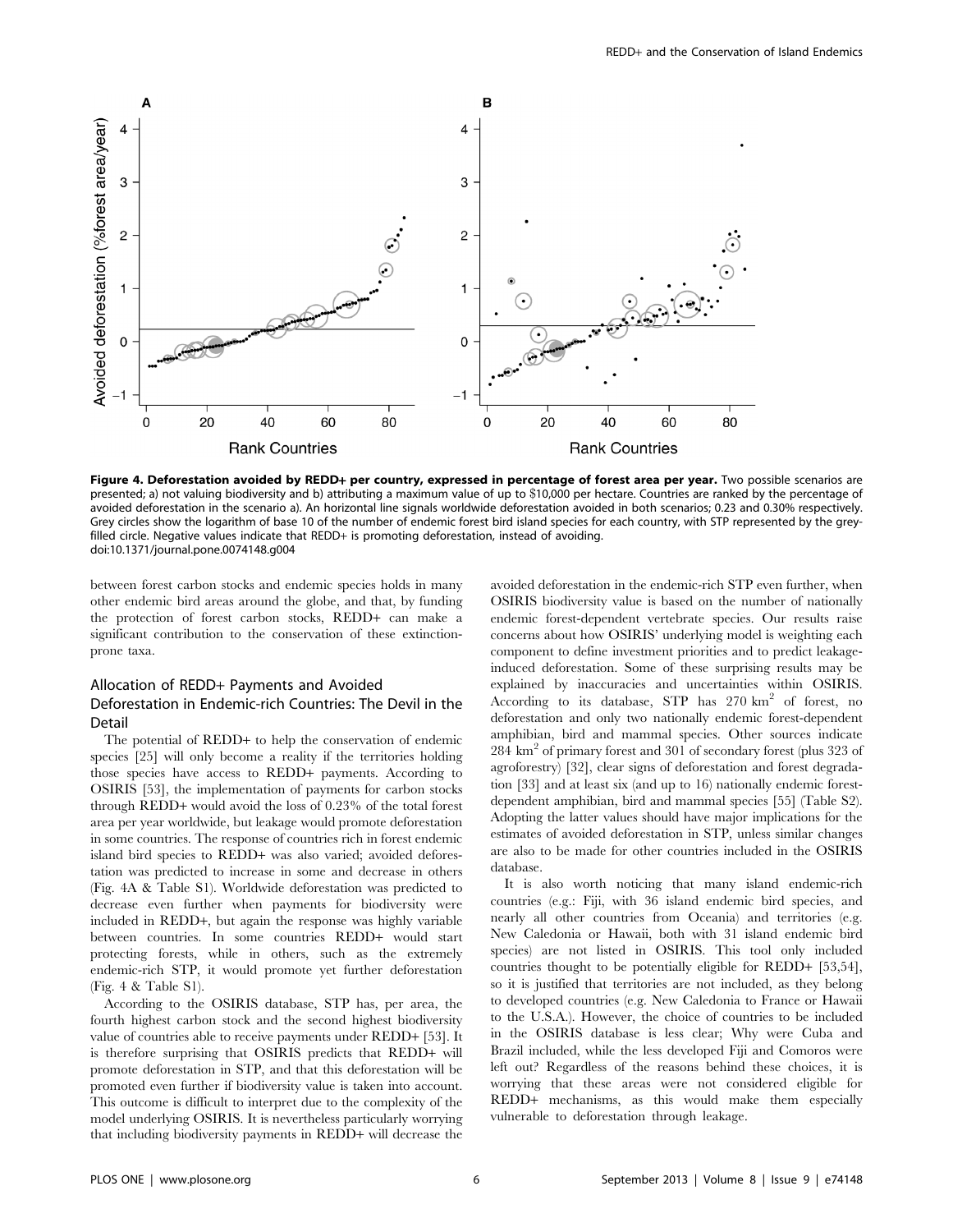**Figure 4. Deforestation avoided by REDD+ per country, expressed in percentage of forest area per year.** Two possible scenarios are presented; a) not valuing biodiversity and b) attributing a maximum value of up to \$10,000 per hectare. Countries are ranked by the percentage of avoided deforestation in the scenario a). An horizontal line signals worldwide deforestation avoided in both scenarios; 0.23 and 0.30% respectively. Grey circles show the logarithm of base 10 of the number of endemic forest bird island species for each country, with STP represented by the grey-filled circle. Negative values indicate that REDD+ is promoting deforestation, instead of avoiding.
doi:10.1371/journal.pone.0074148.g004

between forest carbon stocks and endemic species holds in many other endemic bird areas around the globe, and that, by funding the protection of forest carbon stocks, REDD+ can make a significant contribution to the conservation of these extinction-prone taxa.

## Allocation of REDD+ Payments and Avoided Deforestation in Endemic-rich Countries: The Devil in the Detail

The potential of REDD+ to help the conservation of endemic species [25] will only become a reality if the territories holding those species have access to REDD+ payments. According to OSIRIS [53], the implementation of payments for carbon stocks through REDD+ would avoid the loss of 0.23% of the total forest area per year worldwide, but leakage would promote deforestation in some countries. The response of countries rich in forest endemic island bird species to REDD+ was also varied; avoided deforestation was predicted to increase in some and decrease in others (Fig. 4A & Table S1). Worldwide deforestation was predicted to decrease even further when payments for biodiversity were included in REDD+, but again the response was highly variable between countries. In some countries REDD+ would start protecting forests, while in others, such as the extremely endemic-rich STP, it would promote yet further deforestation (Fig. 4 & Table S1).

According to the OSIRIS database, STP has, per area, the fourth highest carbon stock and the second highest biodiversity value of countries able to receive payments under REDD+ [53]. It is therefore surprising that OSIRIS predicts that REDD+ will promote deforestation in STP, and that this deforestation will be promoted even further if biodiversity value is taken into account. This outcome is difficult to interpret due to the complexity of the model underlying OSIRIS. It is nevertheless particularly worrying that including biodiversity payments in REDD+ will decrease the avoided deforestation in the endemic-rich STP even further, when OSIRIS biodiversity value is based on the number of nationally endemic forest-dependent vertebrate species. Our results raise concerns about how OSIRIS' underlying model is weighting each component to define investment priorities and to predict leakage-induced deforestation. Some of these surprising results may be explained by inaccuracies and uncertainties within OSIRIS. According to its database, STP has 270 $km^2$ of forest, no deforestation and only two nationally endemic forest-dependent amphibian, bird and mammal species. Other sources indicate 284 $km^2$ of primary forest and 301 of secondary forest (plus 323 of agroforestry) [32], clear signs of deforestation and forest degradation [33] and at least six (and up to 16) nationally endemic forest-dependent amphibian, bird and mammal species [55] (Table S2). Adopting the latter values should have major implications for the estimates of avoided deforestation in STP, unless similar changes are also to be made for other countries included in the OSIRIS database.

It is also worth noticing that many island endemic-rich countries (e.g.: Fiji, with 36 island endemic bird species, and nearly all other countries from Oceania) and territories (e.g. New Caledonia or Hawaii, both with 31 island endemic bird species) are not listed in OSIRIS. This tool only included countries thought to be potentially eligible for REDD+ [53,54], so it is justified that territories are not included, as they belong to developed countries (e.g. New Caledonia to France or Hawaii to the U.S.A.). However, the choice of countries to be included in the OSIRIS database is less clear; Why were Cuba and Brazil included, while the less developed Fiji and Comoros were left out? Regardless of the reasons behind these choices, it is worrying that these areas were not considered eligible for REDD+ mechanisms, as this would make them especially vulnerable to deforestation through leakage.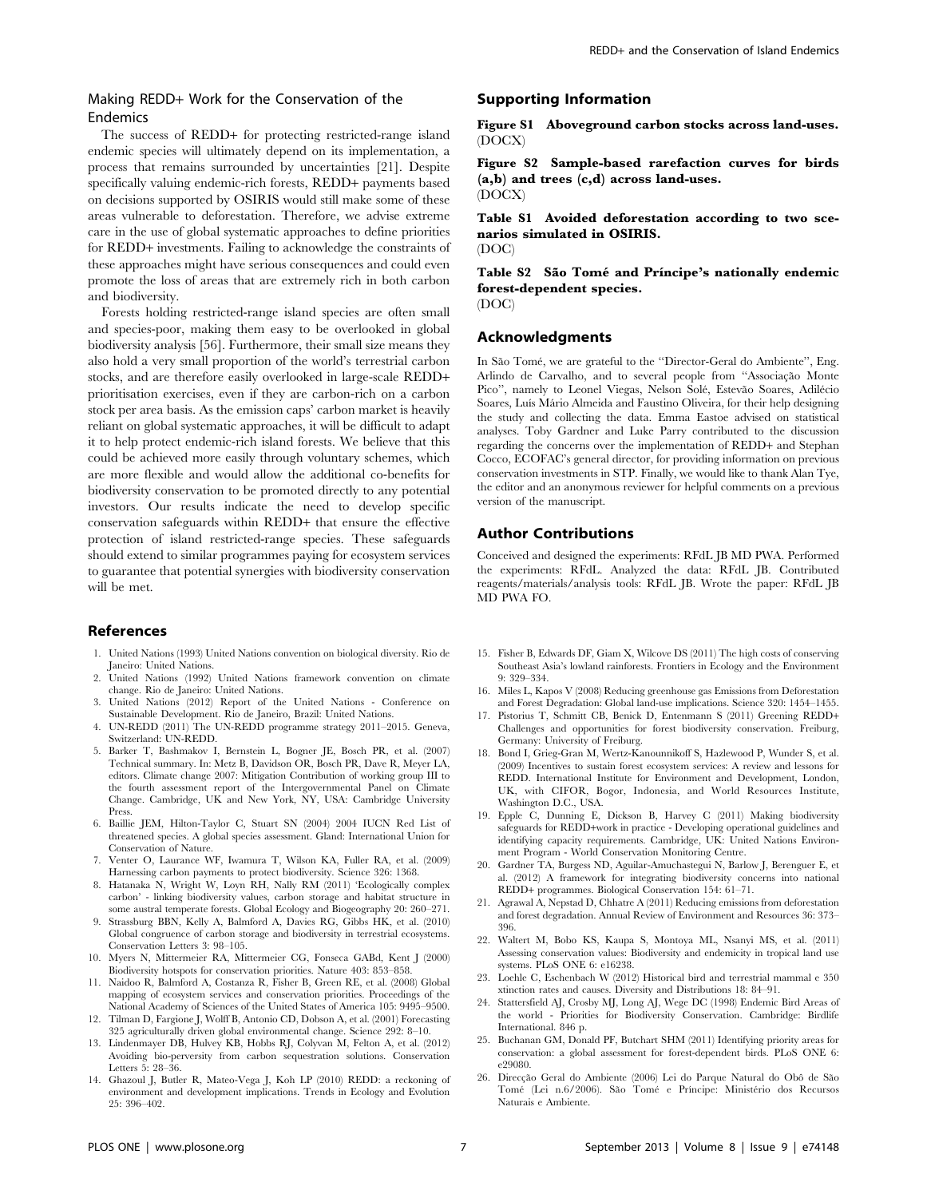## Making REDD+ Work for the Conservation of the Endemics

The success of REDD+ for protecting restricted-range island endemic species will ultimately depend on its implementation, a process that remains surrounded by uncertainties [21]. Despite specifically valuing endemic-rich forests, REDD+ payments based on decisions supported by OSIRIS would still make some of these areas vulnerable to deforestation. Therefore, we advise extreme care in the use of global systematic approaches to define priorities for REDD+ investments. Failing to acknowledge the constraints of these approaches might have serious consequences and could even promote the loss of areas that are extremely rich in both carbon and biodiversity.

Forests holding restricted-range island species are often small and species-poor, making them easy to be overlooked in global biodiversity analysis [56]. Furthermore, their small size means they also hold a very small proportion of the world's terrestrial carbon stocks, and are therefore easily overlooked in large-scale REDD+ prioritisation exercises, even if they are carbon-rich on a carbon stock per area basis. As the emission caps' carbon market is heavily reliant on global systematic approaches, it will be difficult to adapt it to help protect endemic-rich island forests. We believe that this could be achieved more easily through voluntary schemes, which are more flexible and would allow the additional co-benefits for biodiversity conservation to be promoted directly to any potential investors. Our results indicate the need to develop specific conservation safeguards within REDD+ that ensure the effective protection of island restricted-range species. These safeguards should extend to similar programmes paying for ecosystem services to guarantee that potential synergies with biodiversity conservation will be met.

## Supporting Information

**Figure S1 Aboveground carbon stocks across land-uses.**
(DOCX)

**Figure S2 Sample-based rarefaction curves for birds (a,b) and trees (c,d) across land-uses.**
(DOCX)

**Table S1 Avoided deforestation according to two scenarios simulated in OSIRIS.**
(DOC)

**Table S2 São Tomé and Príncipe's nationally endemic forest-dependent species.**
(DOC)

## Acknowledgments

In São Tomé, we are grateful to the "Director-Geral do Ambiente", Eng. Arlindo de Carvalho, and to several people from "Associação Monte Pico", namely to Leonel Viegas, Nelson Solé, Estevão Soares, Adilécio Soares, Luís Mário Almeida and Faustino Oliveira, for their help designing the study and collecting the data. Emma Eastoe advised on statistical analyses. Toby Gardner and Luke Parry contributed to the discussion regarding the concerns over the implementation of REDD+ and Stephan Cocco, ECOFAC's general director, for providing information on previous conservation investments in STP. Finally, we would like to thank Alan Tye, the editor and an anonymous reviewer for helpful comments on a previous version of the manuscript.

## Author Contributions

Conceived and designed the experiments: RFdL JB MD PWA. Performed the experiments: RFdL. Analyzed the data: RFdL JB. Contributed reagents/materials/analysis tools: RFdL JB. Wrote the paper: RFdL JB MD PWA FO.

## References

1. United Nations (1993) United Nations convention on biological diversity. Rio de Janeiro: United Nations.
2. United Nations (1992) United Nations framework convention on climate change. Rio de Janeiro: United Nations.
3. United Nations (2012) Report of the United Nations - Conference on Sustainable Development. Rio de Janeiro, Brazil: United Nations.
4. UN-REDD (2011) The UN-REDD programme strategy 2011–2015. Geneva, Switzerland: UN-REDD.
5. Barker T, Bashmakov I, Bernstein L, Bogner JE, Bosch PR, et al. (2007) Technical summary. In: Metz B, Davidson OR, Bosch PR, Dave R, Meyer LA, editors. Climate change 2007: Mitigation Contribution of working group III to the fourth assessment report of the Intergovernmental Panel on Climate Change. Cambridge, UK and New York, NY, USA: Cambridge University Press.
6. Baillie JEM, Hilton-Taylor C, Stuart SN (2004) 2004 IUCN Red List of threatened species. A global species assessment. Gland: International Union for Conservation of Nature.
7. Venter O, Laurance WF, Iwamura T, Wilson KA, Fuller RA, et al. (2009) Harnessing carbon payments to protect biodiversity. Science 326: 1368.
8. Hatanaka N, Wright W, Loyn RH, Nally RM (2011) 'Ecologically complex carbon' - linking biodiversity values, carbon storage and habitat structure in some austral temperate forests. Global Ecology and Biogeography 20: 260–271.
9. Strassburg BBN, Kelly A, Balmford A, Davies RG, Gibbs HK, et al. (2010) Global congruence of carbon storage and biodiversity in terrestrial ecosystems. Conservation Letters 3: 98–105.
10. Myers N, Mittermeier RA, Mittermeier CG, Fonseca GABd, Kent J (2000) Biodiversity hotspots for conservation priorities. Nature 403: 853–858.
11. Naidoo R, Balmford A, Costanza R, Fisher B, Green RE, et al. (2008) Global mapping of ecosystem services and conservation priorities. Proceedings of the National Academy of Sciences of the United States of America 105: 9495–9500.
12. Tilman D, Fargione J, Wolff B, Antonio CD, Dobson A, et al. (2001) Forecasting agriculturally driven global environmental change. Science 292: 8–10.
13. Lindenmayer DB, Hulvey KB, Hobbs RJ, Colyvan M, Felton A, et al. (2012) Avoiding bio-perversity from carbon sequestration solutions. Conservation Letters 5: 28–36.
14. Ghazoul J, Butler R, Mateo-Vega J, Koh LP (2010) REDD: a reckoning of environment and development implications. Trends in Ecology and Evolution 25: 396–402.
15. Fisher B, Edwards DF, Giam X, Wilcove DS (2011) The high costs of conserving Southeast Asia's lowland rainforests. Frontiers in Ecology and the Environment 9: 329–334.
16. Miles L, Kapos V (2008) Reducing greenhouse gas Emissions from Deforestation and Forest Degradation: Global land-use implications. Science 320: 1454–1455.
17. Pistorius T, Schmitt CB, Benick D, Entenmann S (2011) Greening REDD+ Challenges and opportunities for forest biodiversity conservation. Freiburg, Germany: University of Freiburg.
18. Bond I, Grieg-Gran M, Wertz-Kanounnikoff S, Hazlewood P, Wunder S, et al. (2009) Incentives to sustain forest ecosystem services: A review and lessons for REDD. International Institute for Environment and Development, London, UK, with CIFOR, Bogor, Indonesia, and World Resources Institute, Washington D.C., USA.
19. Epple C, Dunning E, Dickson B, Harvey C (2011) Making biodiversity safeguards for REDD+work in practice - Developing operational guidelines and identifying capacity requirements. Cambridge, UK: United Nations Environment Program - World Conservation Monitoring Centre.
20. Gardner TA, Burgess ND, Aguilar-Amuchastegui N, Barlow J, Berenguer E, et al. (2012) A framework for integrating biodiversity concerns into national REDD+ programmes. Biological Conservation 154: 61–71.
21. Agrawal A, Nepstad D, Chhatre A (2011) Reducing emissions from deforestation and forest degradation. Annual Review of Environment and Resources 36: 373–396.
22. Waltert M, Bobo KS, Kaupa S, Montoya ML, Nsanyi MS, et al. (2011) Assessing conservation values: Biodiversity and endemicity in tropical land use systems. PLoS ONE 6: e16238.
23. Loehle C, Eschenbach W (2012) Historical bird and terrestrial mammal extinction rates and causes. Diversity and Distributions 18: 84–91.
24. Stattersfield AJ, Crosby MJ, Long AJ, Wege DC (1998) Endemic Bird Areas of the world - Priorities for Biodiversity Conservation. Cambridge: Birdlife International. 846 p.
25. Buchanan GM, Donald PF, Butchart SHM (2011) Identifying priority areas for conservation: a global assessment for forest-dependent birds. PLoS ONE 6: e29080.
26. Direcção Geral do Ambiente (2006) Lei do Parque Natural do Obô de São Tomé (Lei n.6/2006). São Tomé e Príncipe: Ministério dos Recursos Naturais e Ambiente.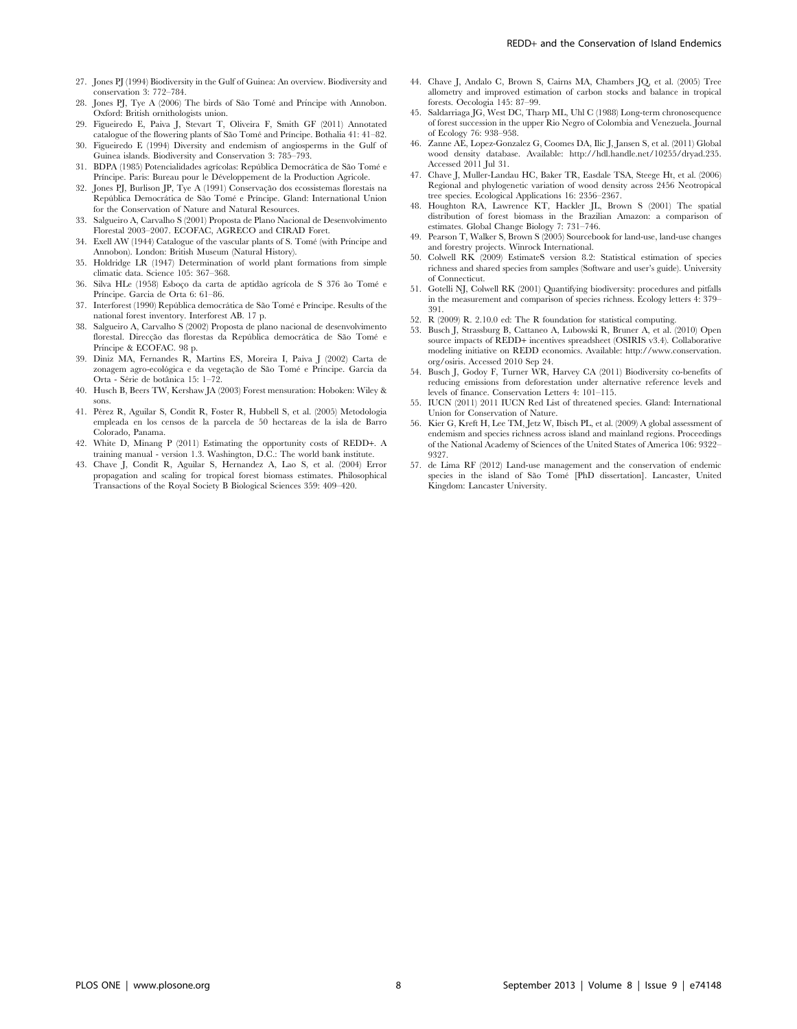27. Jones PJ (1994) Biodiversity in the Gulf of Guinea: An overview. Biodiversity and conservation 3: 772–784.
28. Jones PJ, Tye A (2006) The birds of São Tomé and Principe with Annobon. Oxford: British ornithologists union.
29. Figueiredo E, Paiva J, Stevart T, Oliveira F, Smith GF (2011) Annotated catalogue of the flowering plants of São Tomé and Príncipe. Bothalia 41: 41–82.
30. Figueiredo E (1994) Diversity and endemism of angiosperms in the Gulf of Guinea islands. Biodiversity and Conservation 3: 785–793.
31. BDPA (1985) Potencialidades agrícolas: República Democrática de São Tomé e Príncipe. Paris: Bureau pour le Développement de la Production Agricole.
32. Jones PJ, Burlison JP, Tye A (1991) Conservação dos ecossistemas florestais na República Democrática de São Tomé e Príncipe. Gland: International Union for the Conservation of Nature and Natural Resources.
33. Salgueiro A, Carvalho S (2001) Proposta de Plano Nacional de Desenvolvimento Florestal 2003–2007. ECOFAC, AGRECO and CIRAD Foret.
34. Exell AW (1944) Catalogue of the vascular plants of S. Tomé (with Principe and Annobon). London: British Museum (Natural History).
35. Holdridge LR (1947) Determination of world plant formations from simple climatic data. Science 105: 367–368.
36. Silva HLe (1958) Esboço da carta de aptidão agrícola de S 376 ão Tomé e Príncipe. Garcia de Orta 6: 61–86.
37. Interforest (1990) República democrática de São Tomé e Príncipe. Results of the national forest inventory. Interforest AB. 17 p.
38. Salgueiro A, Carvalho S (2002) Proposta de plano nacional de desenvolvimento florestal. Direcção das florestas da República democrática de São Tomé e Príncipe & ECOFAC. 98 p.
39. Diniz MA, Fernandes R, Martins ES, Moreira I, Paiva J (2002) Carta de zonagem agro-ecológica e da vegetação de São Tomé e Príncipe. Garcia da Orta - Série de botânica 15: 1–72.
40. Husch B, Beers TW, Kershaw JA (2003) Forest mensuration: Hoboken: Wiley & sons.
41. Pérez R, Aguilar S, Condit R, Foster R, Hubbell S, et al. (2005) Metodologia empleada en los censos de la parcela de 50 hectareas de la isla de Barro Colorado, Panama.
42. White D, Minang P (2011) Estimating the opportunity costs of REDD+. A training manual - version 1.3. Washington, D.C.: The world bank institute.
43. Chave J, Condit R, Aguilar S, Hernandez A, Lao S, et al. (2004) Error propagation and scaling for tropical forest biomass estimates. Philosophical Transactions of the Royal Society B Biological Sciences 359: 409–420.
44. Chave J, Andalo C, Brown S, Cairns MA, Chambers JQ, et al. (2005) Tree allometry and improved estimation of carbon stocks and balance in tropical forests. Oecologia 145: 87–99.
45. Saldarriaga JG, West DC, Tharp ML, Uhl C (1988) Long-term chronosequence of forest succession in the upper Rio Negro of Colombia and Venezuela. Journal of Ecology 76: 938–958.
46. Zanne AE, Lopez-Gonzalez G, Coomes DA, Ilic J, Jansen S, et al. (2011) Global wood density database. Available: http://hdl.handle.net/10255/dryad.235. Accessed 2011 Jul 31.
47. Chave J, Muller-Landau HC, Baker TR, Easdale TSA, Steege Ht, et al. (2006) Regional and phylogenetic variation of wood density across 2456 Neotropical tree species. Ecological Applications 16: 2356–2367.
48. Houghton RA, Lawrence KT, Hackler JL, Brown S (2001) The spatial distribution of forest biomass in the Brazilian Amazon: a comparison of estimates. Global Change Biology 7: 731–746.
49. Pearson T, Walker S, Brown S (2005) Sourcebook for land-use, land-use changes and forestry projects. Winrock International.
50. Colwell RK (2009) EstimateS version 8.2: Statistical estimation of species richness and shared species from samples (Software and user's guide). University of Connecticut.
51. Gotelli NJ, Colwell RK (2001) Quantifying biodiversity: procedures and pitfalls in the measurement and comparison of species richness. Ecology letters 4: 379–391.
52. R (2009) R. 2.10.0 ed: The R foundation for statistical computing.
53. Busch J, Strassburg B, Cattaneo A, Lubowski R, Bruner A, et al. (2010) Open source impacts of REDD+ incentives spreadsheet (OSIRIS v3.4). Collaborative modeling initiative on REDD economics. Available: http://www.conservation.org/osiris. Accessed 2010 Sep 24.
54. Busch J, Godoy F, Turner WR, Harvey CA (2011) Biodiversity co-benefits of reducing emissions from deforestation under alternative reference levels and levels of finance. Conservation Letters 4: 101–115.
55. IUCN (2011) 2011 IUCN Red List of threatened species. Gland: International Union for Conservation of Nature.
56. Kier G, Kreft H, Lee TM, Jetz W, Ibisch PL, et al. (2009) A global assessment of endemism and species richness across island and mainland regions. Proceedings of the National Academy of Sciences of the United States of America 106: 9322–9327.
57. de Lima RF (2012) Land-use management and the conservation of endemic species in the island of São Tomé [PhD dissertation]. Lancaster, United Kingdom: Lancaster University.